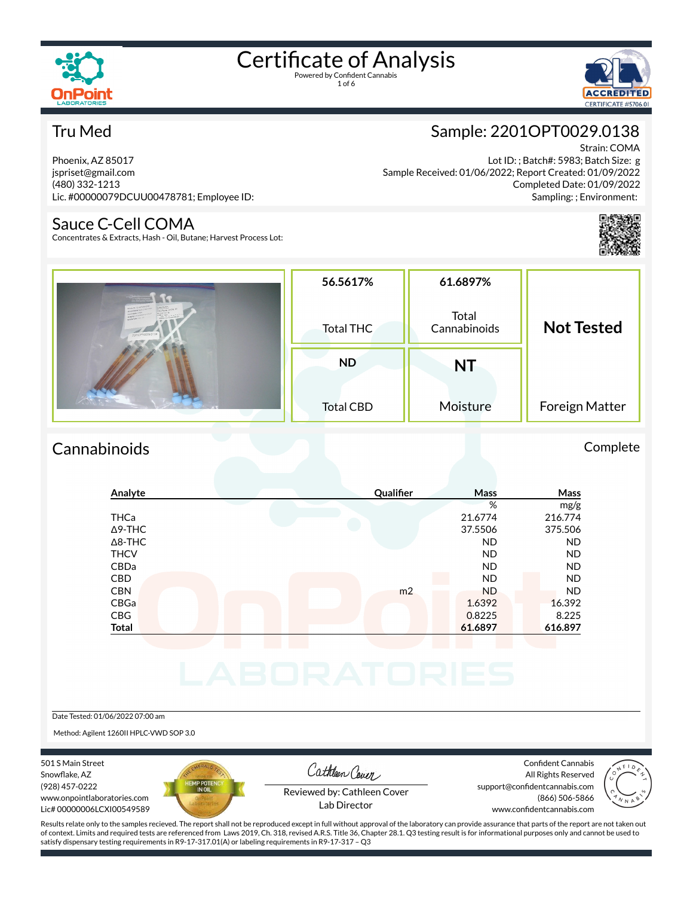# Certificate of Analysis

Powered by Confident Cannabis

## Tru Med

Phoenix, AZ 85017
jspriset@gmail.com
(480) 332-1213
Lic. #00000079DCUU00478781; Employee ID:

## Sample: 2201OPT0029.0138

Strain: COMA
Lot ID: ; Batch#: 5983; Batch Size: g
Sample Received: 01/06/2022; Report Created: 01/09/2022
Completed Date: 01/09/2022
Sampling: ; Environment:

## Sauce C-Cell COMA

Concentrates & Extracts, Hash - Oil, Butane; Harvest Process Lot:

| 56.5617% | 61.6897% | Not Tested |
|---|---|---|
| Total THC | Total Cannabinoids | Foreign Matter |
| **ND** | **NT** | |
| Total CBD | Moisture | |

## Cannabinoids

Complete

| Analyte | Qualifier | Mass % | Mass mg/g |
|---|---|---|---|
| THCa | | 21.6774 | 216.774 |
| Δ9-THC | | 37.5506 | 375.506 |
| Δ8-THC | | ND | ND |
| THCV | | ND | ND |
| CBDa | | ND | ND |
| CBD | | ND | ND |
| CBN | m2 | ND | ND |
| CBGa | | 1.6392 | 16.392 |
| CBG | | 0.8225 | 8.225 |
| **Total** | | **61.6897** | **616.897** |

Date Tested: 01/06/2022 07:00 am

Method: Agilent 1260II HPLC-VWD SOP 3.0

501 S Main Street
Snowflake, AZ
(928) 457-0222
www.onpointlaboratories.com
Lic# 00000006LCXI00549589

Reviewed by: Cathleen Cover
Lab Director

Confident Cannabis
All Rights Reserved
support@confidentcannabis.com
(866) 506-5866
www.confidentcannabis.com

Results relate only to the samples recieved. The report shall not be reproduced except in full without approval of the laboratory can provide assurance that parts of the report are not taken out of context. Limits and required tests are referenced from Laws 2019, Ch. 318, revised A.R.S. Title 36, Chapter 28.1. Q3 testing result is for informational purposes only and cannot be used to satisfy dispensary testing requirements in R9-17-317.01(A) or labeling requirements in R9-17-317 – Q3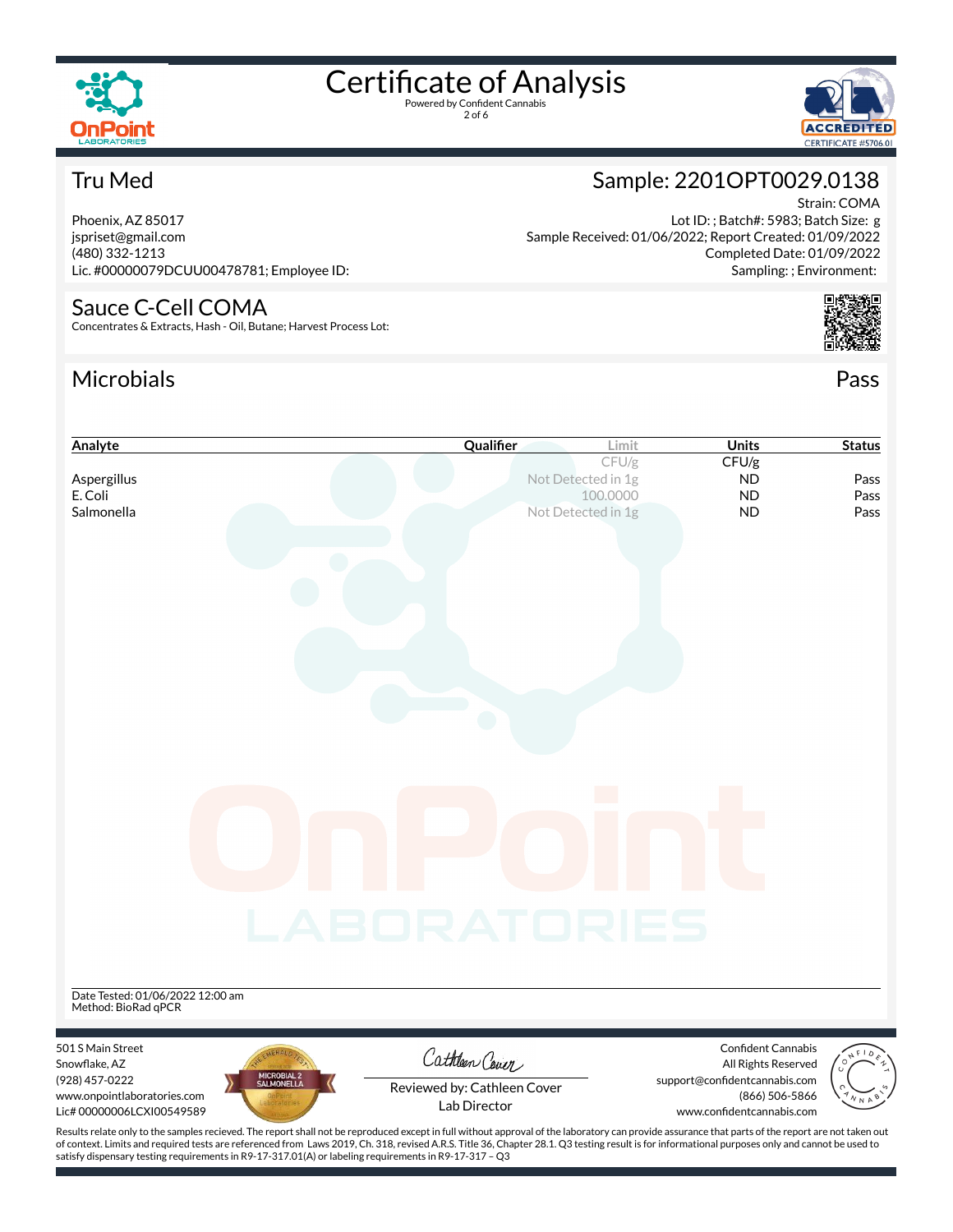# Certificate of Analysis

Powered by Confident Cannabis

## Tru Med

Phoenix, AZ 85017
jspriset@gmail.com
(480) 332-1213
Lic. #00000079DCUU00478781; Employee ID:

## Sample: 2201OPT0029.0138

Strain: COMA
Lot ID: ; Batch#: 5983; Batch Size: g
Sample Received: 01/06/2022; Report Created: 01/09/2022
Completed Date: 01/09/2022
Sampling: ; Environment:

## Sauce C-Cell COMA

Concentrates & Extracts, Hash - Oil, Butane; Harvest Process Lot:

## Microbials

Pass

| Analyte | Qualifier | Limit | Units | Status |
|---|---|---|---|---|
| | | CFU/g | CFU/g | |
| Aspergillus | | Not Detected in 1g | ND | Pass |
| E. Coli | | 100.0000 | ND | Pass |
| Salmonella | | Not Detected in 1g | ND | Pass |

Date Tested: 01/06/2022 12:00 am
Method: BioRad qPCR

501 S Main Street
Snowflake, AZ
(928) 457-0222
www.onpointlaboratories.com
Lic# 00000006LCXI00549589

Reviewed by: Cathleen Cover
Lab Director

Confident Cannabis
All Rights Reserved
support@confidentcannabis.com
(866) 506-5866
www.confidentcannabis.com

Results relate only to the samples recieved. The report shall not be reproduced except in full without approval of the laboratory can provide assurance that parts of the report are not taken out of context. Limits and required tests are referenced from Laws 2019, Ch. 318, revised A.R.S. Title 36, Chapter 28.1. Q3 testing result is for informational purposes only and cannot be used to satisfy dispensary testing requirements in R9-17-317.01(A) or labeling requirements in R9-17-317 – Q3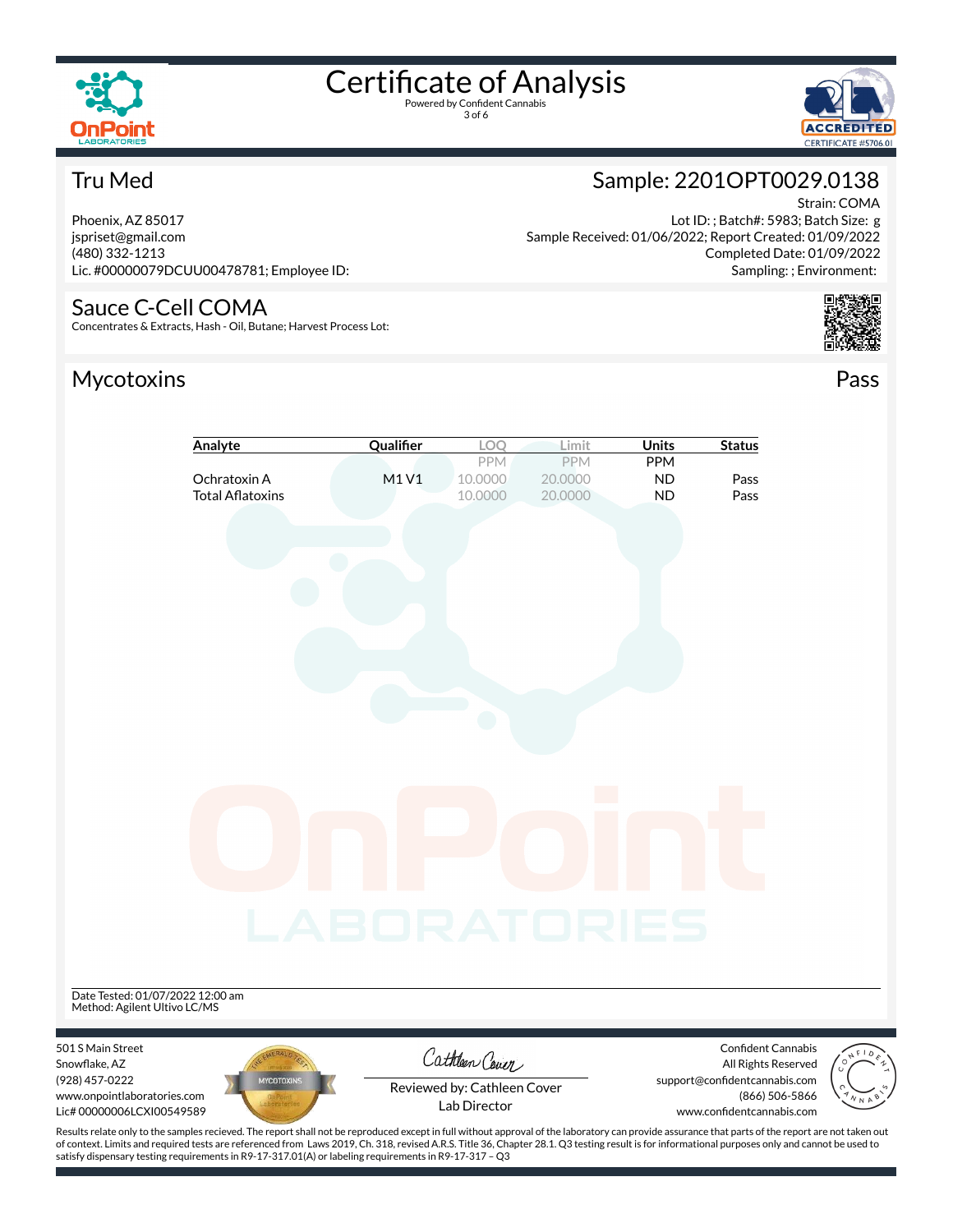# Certificate of Analysis

Powered by Confident Cannabis

## Tru Med

Phoenix, AZ 85017
jspriset@gmail.com
(480) 332-1213
Lic. #00000079DCUU00478781; Employee ID:

## Sample: 2201OPT0029.0138

Strain: COMA
Lot ID: ; Batch#: 5983; Batch Size: g
Sample Received: 01/06/2022; Report Created: 01/09/2022
Completed Date: 01/09/2022
Sampling: ; Environment:

## Sauce C-Cell COMA

Concentrates & Extracts, Hash - Oil, Butane; Harvest Process Lot:

## Mycotoxins

Pass

| Analyte | Qualifier | LOQ | Limit | Units | Status |
|---|---|---|---|---|---|
| | | PPM | PPM | PPM | |
| Ochratoxin A | M1 V1 | 10.0000 | 20.0000 | ND | Pass |
| Total Aflatoxins | | 10.0000 | 20.0000 | ND | Pass |

Date Tested: 01/07/2022 12:00 am
Method: Agilent Ultivo LC/MS

501 S Main Street
Snowflake, AZ
(928) 457-0222
www.onpointlaboratories.com
Lic# 00000006LCXI00549589

Reviewed by: Cathleen Cover
Lab Director

Confident Cannabis
All Rights Reserved
support@confidentcannabis.com
(866) 506-5866
www.confidentcannabis.com

Results relate only to the samples recieved. The report shall not be reproduced except in full without approval of the laboratory can provide assurance that parts of the report are not taken out of context. Limits and required tests are referenced from Laws 2019, Ch. 318, revised A.R.S. Title 36, Chapter 28.1. Q3 testing result is for informational purposes only and cannot be used to satisfy dispensary testing requirements in R9-17-317.01(A) or labeling requirements in R9-17-317 – Q3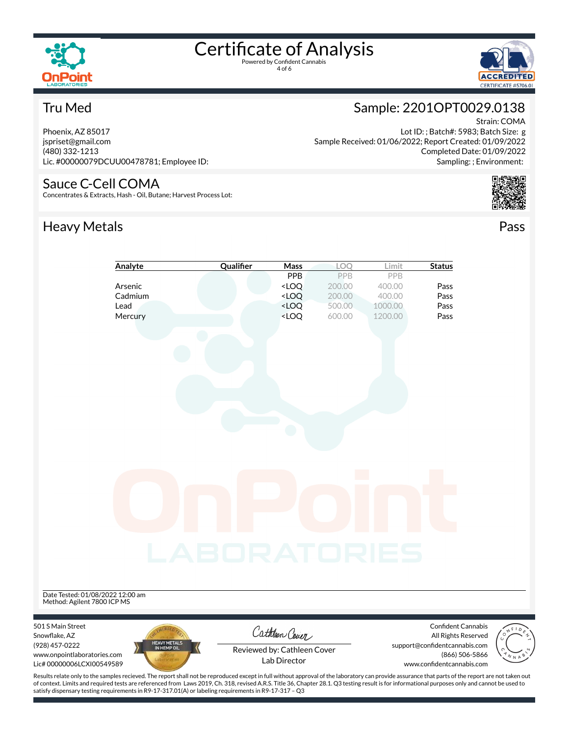# Certificate of Analysis

Powered by Confident Cannabis

## Tru Med

Phoenix, AZ 85017
jspriset@gmail.com
(480) 332-1213
Lic. #00000079DCUU00478781; Employee ID:

## Sample: 2201OPT0029.0138

Strain: COMA
Lot ID: ; Batch#: 5983; Batch Size: g
Sample Received: 01/06/2022; Report Created: 01/09/2022
Completed Date: 01/09/2022
Sampling: ; Environment:

## Sauce C-Cell COMA

Concentrates & Extracts, Hash - Oil, Butane; Harvest Process Lot:

## Heavy Metals — Pass

| Analyte | Qualifier | Mass | LOQ | Limit | Status |
|---|---|---|---|---|---|
| | | PPB | PPB | PPB | |
| Arsenic | | <LOQ | 200.00 | 400.00 | Pass |
| Cadmium | | <LOQ | 200.00 | 400.00 | Pass |
| Lead | | <LOQ | 500.00 | 1000.00 | Pass |
| Mercury | | <LOQ | 600.00 | 1200.00 | Pass |

Date Tested: 01/08/2022 12:00 am
Method: Agilent 7800 ICP MS

501 S Main Street
Snowflake, AZ
(928) 457-0222
www.onpointlaboratories.com
Lic# 00000006LCXI00549589

Reviewed by: Cathleen Cover
Lab Director

Confident Cannabis
All Rights Reserved
support@confidentcannabis.com
(866) 506-5866
www.confidentcannabis.com

Results relate only to the samples recieved. The report shall not be reproduced except in full without approval of the laboratory can provide assurance that parts of the report are not taken out of context. Limits and required tests are referenced from Laws 2019, Ch. 318, revised A.R.S. Title 36, Chapter 28.1. Q3 testing result is for informational purposes only and cannot be used to satisfy dispensary testing requirements in R9-17-317.01(A) or labeling requirements in R9-17-317 – Q3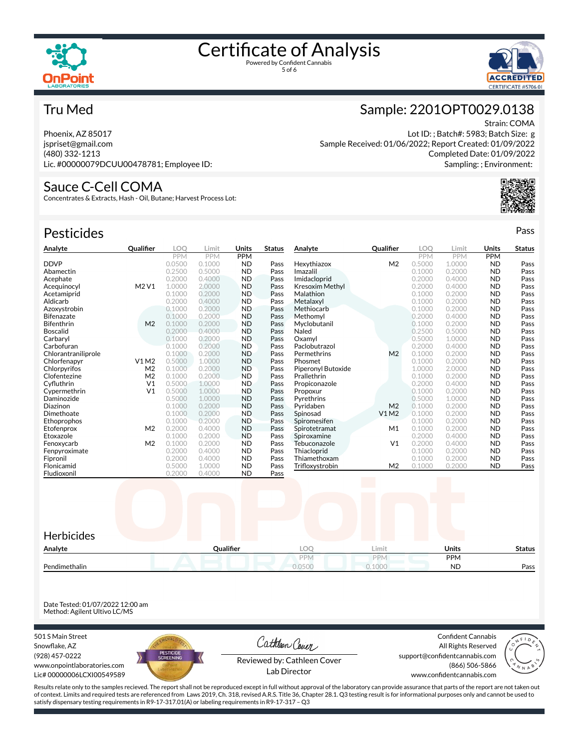# Certificate of Analysis

Powered by Confident Cannabis

## Tru Med

Phoenix, AZ 85017
jspriset@gmail.com
(480) 332-1213
Lic. #00000079DCUU00478781; Employee ID:

## Sample: 2201OPT0029.0138

Strain: COMA
Lot ID: ; Batch#: 5983; Batch Size: g
Sample Received: 01/06/2022; Report Created: 01/09/2022
Completed Date: 01/09/2022
Sampling: ; Environment:

## Sauce C-Cell COMA

Concentrates & Extracts, Hash - Oil, Butane; Harvest Process Lot:

## Pesticides

Pass

| Analyte | Qualifier | LOQ PPM | Limit PPM | Units PPM | Status |
|---|---|---|---|---|---|
| DDVP | | 0.0500 | 0.1000 | ND | Pass |
| Abamectin | | 0.2500 | 0.5000 | ND | Pass |
| Acephate | | 0.2000 | 0.4000 | ND | Pass |
| Acequinocyl | M2 V1 | 1.0000 | 2.0000 | ND | Pass |
| Acetamiprid | | 0.1000 | 0.2000 | ND | Pass |
| Aldicarb | | 0.2000 | 0.4000 | ND | Pass |
| Azoxystrobin | | 0.1000 | 0.2000 | ND | Pass |
| Bifenazate | | 0.1000 | 0.2000 | ND | Pass |
| Bifenthrin | M2 | 0.1000 | 0.2000 | ND | Pass |
| Boscalid | | 0.2000 | 0.4000 | ND | Pass |
| Carbaryl | | 0.1000 | 0.2000 | ND | Pass |
| Carbofuran | | 0.1000 | 0.2000 | ND | Pass |
| Chlorantraniliprole | | 0.1000 | 0.2000 | ND | Pass |
| Chlorfenapyr | V1 M2 | 0.5000 | 1.0000 | ND | Pass |
| Chlorpyrifos | M2 | 0.1000 | 0.2000 | ND | Pass |
| Clofentezine | M2 | 0.1000 | 0.2000 | ND | Pass |
| Cyfluthrin | V1 | 0.5000 | 1.0000 | ND | Pass |
| Cypermethrin | V1 | 0.5000 | 1.0000 | ND | Pass |
| Daminozide | | 0.5000 | 1.0000 | ND | Pass |
| Diazinon | | 0.1000 | 0.2000 | ND | Pass |
| Dimethoate | | 0.1000 | 0.2000 | ND | Pass |
| Ethoprophos | | 0.1000 | 0.2000 | ND | Pass |
| Etofenprox | M2 | 0.2000 | 0.4000 | ND | Pass |
| Etoxazole | | 0.1000 | 0.2000 | ND | Pass |
| Fenoxycarb | M2 | 0.1000 | 0.2000 | ND | Pass |
| Fenpyroximate | | 0.2000 | 0.4000 | ND | Pass |
| Fipronil | | 0.2000 | 0.4000 | ND | Pass |
| Flonicamid | | 0.5000 | 1.0000 | ND | Pass |
| Fludioxonil | | 0.2000 | 0.4000 | ND | Pass |
| Hexythiazox | M2 | 0.5000 | 1.0000 | ND | Pass |
| Imazalil | | 0.1000 | 0.2000 | ND | Pass |
| Imidacloprid | | 0.2000 | 0.4000 | ND | Pass |
| Kresoxim Methyl | | 0.2000 | 0.4000 | ND | Pass |
| Malathion | | 0.1000 | 0.2000 | ND | Pass |
| Metalaxyl | | 0.1000 | 0.2000 | ND | Pass |
| Methiocarb | | 0.1000 | 0.2000 | ND | Pass |
| Methomyl | | 0.2000 | 0.4000 | ND | Pass |
| Myclobutanil | | 0.1000 | 0.2000 | ND | Pass |
| Naled | | 0.2500 | 0.5000 | ND | Pass |
| Oxamyl | | 0.5000 | 1.0000 | ND | Pass |
| Paclobutrazol | | 0.2000 | 0.4000 | ND | Pass |
| Permethrins | M2 | 0.1000 | 0.2000 | ND | Pass |
| Phosmet | | 0.1000 | 0.2000 | ND | Pass |
| Piperonyl Butoxide | | 1.0000 | 2.0000 | ND | Pass |
| Prallethrin | | 0.1000 | 0.2000 | ND | Pass |
| Propiconazole | | 0.2000 | 0.4000 | ND | Pass |
| Propoxur | | 0.1000 | 0.2000 | ND | Pass |
| Pyrethrins | | 0.5000 | 1.0000 | ND | Pass |
| Pyridaben | M2 | 0.1000 | 0.2000 | ND | Pass |
| Spinosad | V1 M2 | 0.1000 | 0.2000 | ND | Pass |
| Spiromesifen | | 0.1000 | 0.2000 | ND | Pass |
| Spirotetramat | M1 | 0.1000 | 0.2000 | ND | Pass |
| Spiroxamine | | 0.2000 | 0.4000 | ND | Pass |
| Tebuconazole | V1 | 0.2000 | 0.4000 | ND | Pass |
| Thiacloprid | | 0.1000 | 0.2000 | ND | Pass |
| Thiamethoxam | | 0.1000 | 0.2000 | ND | Pass |
| Trifloxystrobin | M2 | 0.1000 | 0.2000 | ND | Pass |

## Herbicides

| Analyte | Qualifier | LOQ PPM | Limit PPM | Units PPM | Status |
|---|---|---|---|---|---|
| Pendimethalin | | 0.0500 | 0.1000 | ND | Pass |

Date Tested: 01/07/2022 12:00 am
Method: Agilent Ultivo LC/MS

501 S Main Street
Snowflake, AZ
(928) 457-0222
www.onpointlaboratories.com
Lic# 00000006LCXI00549589

Reviewed by: Cathleen Cover
Lab Director

Confident Cannabis
All Rights Reserved
support@confidentcannabis.com
(866) 506-5866
www.confidentcannabis.com

Results relate only to the samples recieved. The report shall not be reproduced except in full without approval of the laboratory can provide assurance that parts of the report are not taken out of context. Limits and required tests are referenced from Laws 2019, Ch. 318, revised A.R.S. Title 36, Chapter 28.1. Q3 testing result is for informational purposes only and cannot be used to satisfy dispensary testing requirements in R9-17-317.01(A) or labeling requirements in R9-17-317 – Q3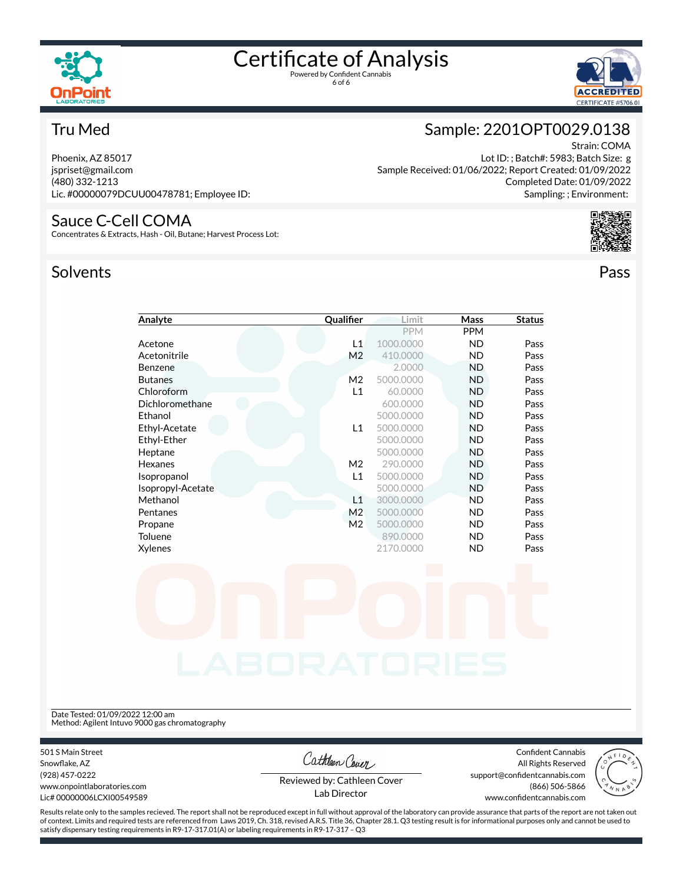# Certificate of Analysis

Powered by Confident Cannabis

## Tru Med

Phoenix, AZ 85017
jspriset@gmail.com
(480) 332-1213
Lic. #00000079DCUU00478781; Employee ID:

## Sample: 2201OPT0029.0138

Strain: COMA
Lot ID: ; Batch#: 5983; Batch Size: g
Sample Received: 01/06/2022; Report Created: 01/09/2022
Completed Date: 01/09/2022
Sampling: ; Environment:

## Sauce C-Cell COMA

Concentrates & Extracts, Hash - Oil, Butane; Harvest Process Lot:

## Solvents

Pass

| Analyte | Qualifier | Limit | Mass | Status |
|---|---|---|---|---|
| | | PPM | PPM | |
| Acetone | L1 | 1000.0000 | ND | Pass |
| Acetonitrile | M2 | 410.0000 | ND | Pass |
| Benzene | | 2.0000 | ND | Pass |
| Butanes | M2 | 5000.0000 | ND | Pass |
| Chloroform | L1 | 60.0000 | ND | Pass |
| Dichloromethane | | 600.0000 | ND | Pass |
| Ethanol | | 5000.0000 | ND | Pass |
| Ethyl-Acetate | L1 | 5000.0000 | ND | Pass |
| Ethyl-Ether | | 5000.0000 | ND | Pass |
| Heptane | | 5000.0000 | ND | Pass |
| Hexanes | M2 | 290.0000 | ND | Pass |
| Isopropanol | L1 | 5000.0000 | ND | Pass |
| Isopropyl-Acetate | | 5000.0000 | ND | Pass |
| Methanol | L1 | 3000.0000 | ND | Pass |
| Pentanes | M2 | 5000.0000 | ND | Pass |
| Propane | M2 | 5000.0000 | ND | Pass |
| Toluene | | 890.0000 | ND | Pass |
| Xylenes | | 2170.0000 | ND | Pass |

Date Tested: 01/09/2022 12:00 am
Method: Agilent Intuvo 9000 gas chromatography

501 S Main Street
Snowflake, AZ
(928) 457-0222
www.onpointlaboratories.com
Lic# 00000006LCXI00549589

Reviewed by: Cathleen Cover
Lab Director

Confident Cannabis
All Rights Reserved
support@confidentcannabis.com
(866) 506-5866
www.confidentcannabis.com

Results relate only to the samples recieved. The report shall not be reproduced except in full without approval of the laboratory can provide assurance that parts of the report are not taken out of context. Limits and required tests are referenced from Laws 2019, Ch. 318, revised A.R.S. Title 36, Chapter 28.1. Q3 testing result is for informational purposes only and cannot be used to satisfy dispensary testing requirements in R9-17-317.01(A) or labeling requirements in R9-17-317 – Q3